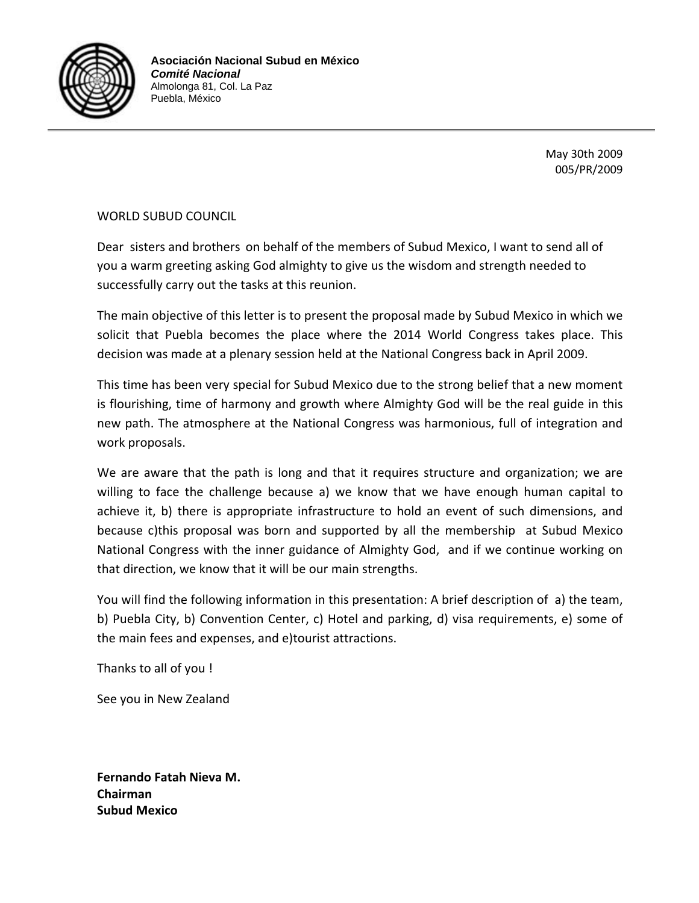**Asociación Nacional Subud en México**
***Comité Nacional***
Almolonga 81, Col. La Paz
Puebla, México

---

May 30th 2009
005/PR/2009

WORLD SUBUD COUNCIL

Dear sisters and brothers on behalf of the members of Subud Mexico, I want to send all of you a warm greeting asking God almighty to give us the wisdom and strength needed to successfully carry out the tasks at this reunion.

The main objective of this letter is to present the proposal made by Subud Mexico in which we solicit that Puebla becomes the place where the 2014 World Congress takes place. This decision was made at a plenary session held at the National Congress back in April 2009.

This time has been very special for Subud Mexico due to the strong belief that a new moment is flourishing, time of harmony and growth where Almighty God will be the real guide in this new path. The atmosphere at the National Congress was harmonious, full of integration and work proposals.

We are aware that the path is long and that it requires structure and organization; we are willing to face the challenge because a) we know that we have enough human capital to achieve it, b) there is appropriate infrastructure to hold an event of such dimensions, and because c)this proposal was born and supported by all the membership at Subud Mexico National Congress with the inner guidance of Almighty God, and if we continue working on that direction, we know that it will be our main strengths.

You will find the following information in this presentation: A brief description of a) the team, b) Puebla City, b) Convention Center, c) Hotel and parking, d) visa requirements, e) some of the main fees and expenses, and e)tourist attractions.

Thanks to all of you !

See you in New Zealand

**Fernando Fatah Nieva M.**
**Chairman**
**Subud Mexico**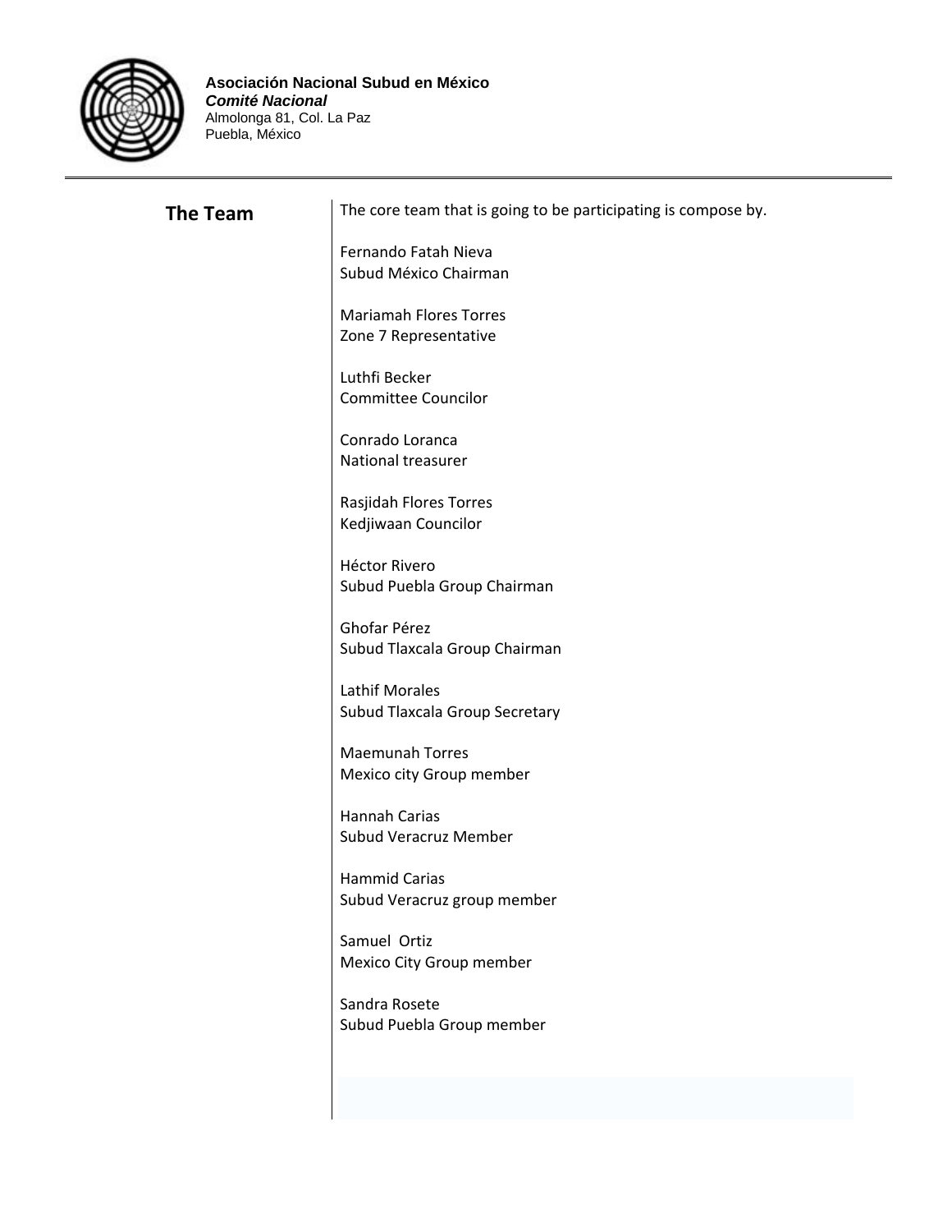**Asociación Nacional Subud en México**
***Comité Nacional***
Almolonga 81, Col. La Paz
Puebla, México

## The Team

The core team that is going to be participating is compose by.

Fernando Fatah Nieva
Subud México Chairman

Mariamah Flores Torres
Zone 7 Representative

Luthfi Becker
Committee Councilor

Conrado Loranca
National treasurer

Rasjidah Flores Torres
Kedjiwaan Councilor

Héctor Rivero
Subud Puebla Group Chairman

Ghofar Pérez
Subud Tlaxcala Group Chairman

Lathif Morales
Subud Tlaxcala Group Secretary

Maemunah Torres
Mexico city Group member

Hannah Carias
Subud Veracruz Member

Hammid Carias
Subud Veracruz group member

Samuel Ortiz
Mexico City Group member

Sandra Rosete
Subud Puebla Group member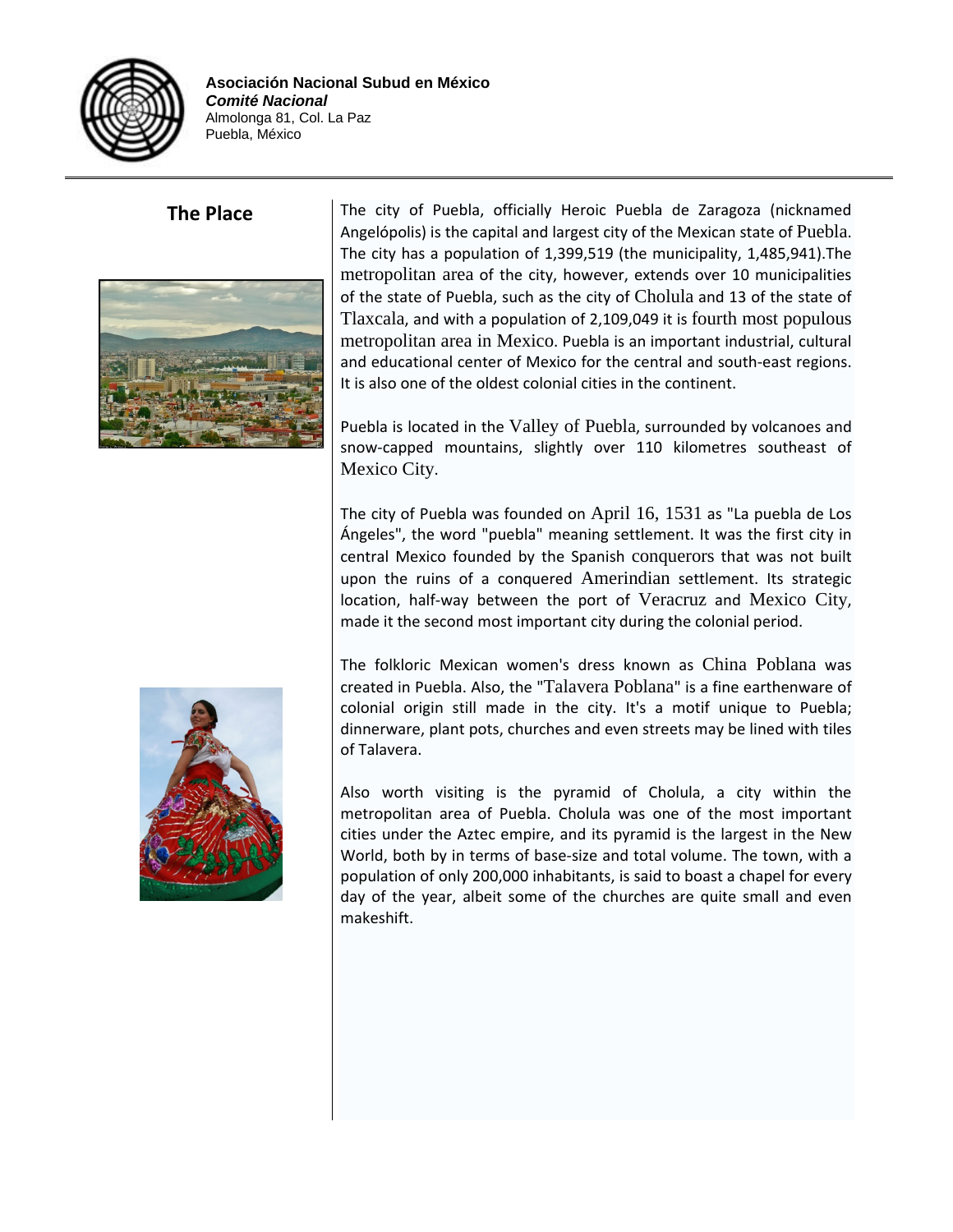**Asociación Nacional Subud en México**
***Comité Nacional***
Almolonga 81, Col. La Paz
Puebla, México

## The Place

The city of Puebla, officially Heroic Puebla de Zaragoza (nicknamed Angelópolis) is the capital and largest city of the Mexican state of Puebla. The city has a population of 1,399,519 (the municipality, 1,485,941).The metropolitan area of the city, however, extends over 10 municipalities of the state of Puebla, such as the city of Cholula and 13 of the state of Tlaxcala, and with a population of 2,109,049 it is fourth most populous metropolitan area in Mexico. Puebla is an important industrial, cultural and educational center of Mexico for the central and south-east regions. It is also one of the oldest colonial cities in the continent.

Puebla is located in the Valley of Puebla, surrounded by volcanoes and snow-capped mountains, slightly over 110 kilometres southeast of Mexico City.

The city of Puebla was founded on April 16, 1531 as "La puebla de Los Ángeles", the word "puebla" meaning settlement. It was the first city in central Mexico founded by the Spanish conquerors that was not built upon the ruins of a conquered Amerindian settlement. Its strategic location, half-way between the port of Veracruz and Mexico City, made it the second most important city during the colonial period.

The folkloric Mexican women's dress known as China Poblana was created in Puebla. Also, the "Talavera Poblana" is a fine earthenware of colonial origin still made in the city. It's a motif unique to Puebla; dinnerware, plant pots, churches and even streets may be lined with tiles of Talavera.

Also worth visiting is the pyramid of Cholula, a city within the metropolitan area of Puebla. Cholula was one of the most important cities under the Aztec empire, and its pyramid is the largest in the New World, both by in terms of base-size and total volume. The town, with a population of only 200,000 inhabitants, is said to boast a chapel for every day of the year, albeit some of the churches are quite small and even makeshift.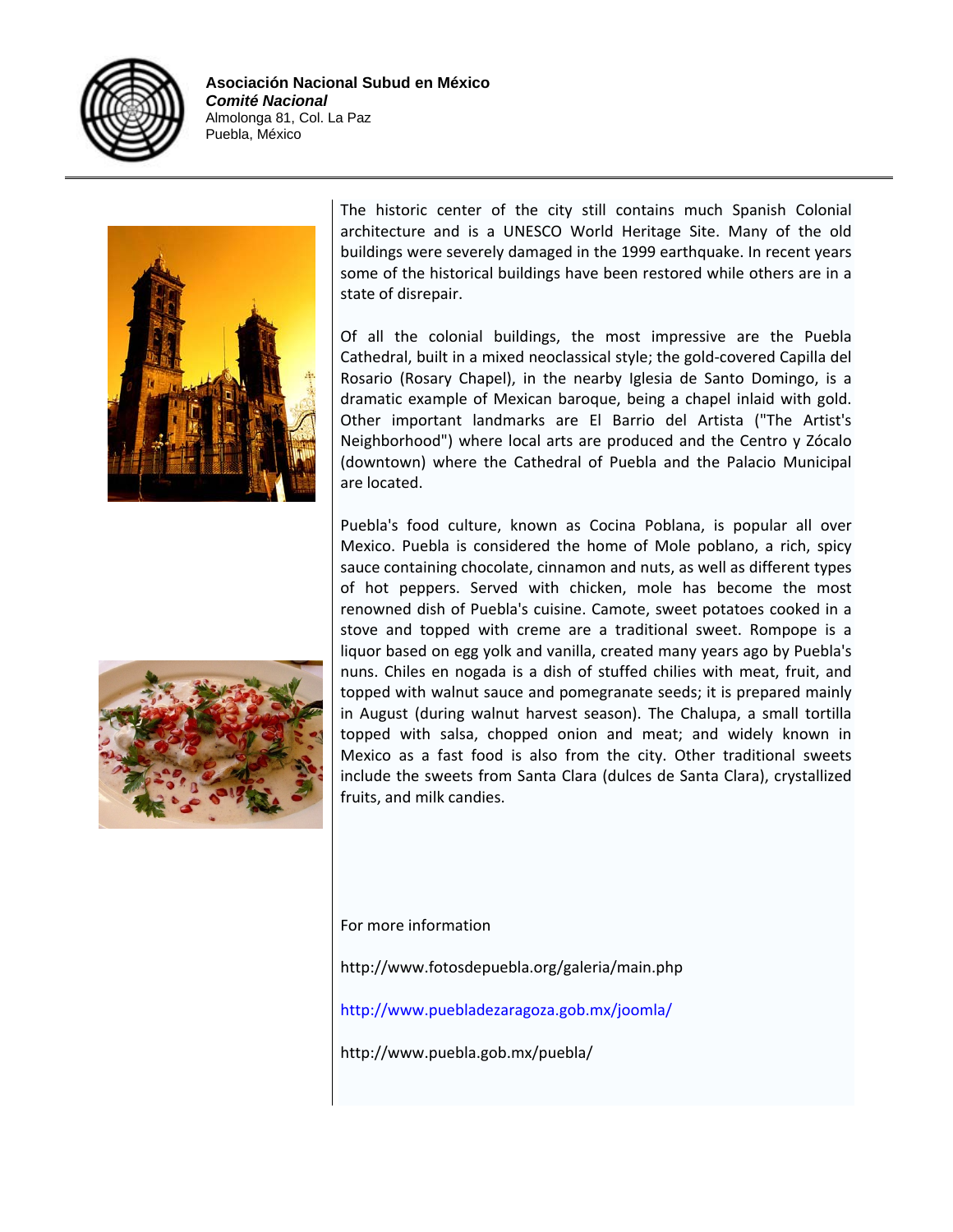**Asociación Nacional Subud en México**
***Comité Nacional***
Almolonga 81, Col. La Paz
Puebla, México

The historic center of the city still contains much Spanish Colonial architecture and is a UNESCO World Heritage Site. Many of the old buildings were severely damaged in the 1999 earthquake. In recent years some of the historical buildings have been restored while others are in a state of disrepair.

Of all the colonial buildings, the most impressive are the Puebla Cathedral, built in a mixed neoclassical style; the gold-covered Capilla del Rosario (Rosary Chapel), in the nearby Iglesia de Santo Domingo, is a dramatic example of Mexican baroque, being a chapel inlaid with gold. Other important landmarks are El Barrio del Artista ("The Artist's Neighborhood") where local arts are produced and the Centro y Zócalo (downtown) where the Cathedral of Puebla and the Palacio Municipal are located.

Puebla's food culture, known as Cocina Poblana, is popular all over Mexico. Puebla is considered the home of Mole poblano, a rich, spicy sauce containing chocolate, cinnamon and nuts, as well as different types of hot peppers. Served with chicken, mole has become the most renowned dish of Puebla's cuisine. Camote, sweet potatoes cooked in a stove and topped with creme are a traditional sweet. Rompope is a liquor based on egg yolk and vanilla, created many years ago by Puebla's nuns. Chiles en nogada is a dish of stuffed chilies with meat, fruit, and topped with walnut sauce and pomegranate seeds; it is prepared mainly in August (during walnut harvest season). The Chalupa, a small tortilla topped with salsa, chopped onion and meat; and widely known in Mexico as a fast food is also from the city. Other traditional sweets include the sweets from Santa Clara (dulces de Santa Clara), crystallized fruits, and milk candies.

For more information

http://www.fotosdepuebla.org/galeria/main.php

http://www.puebladezaragoza.gob.mx/joomla/

http://www.puebla.gob.mx/puebla/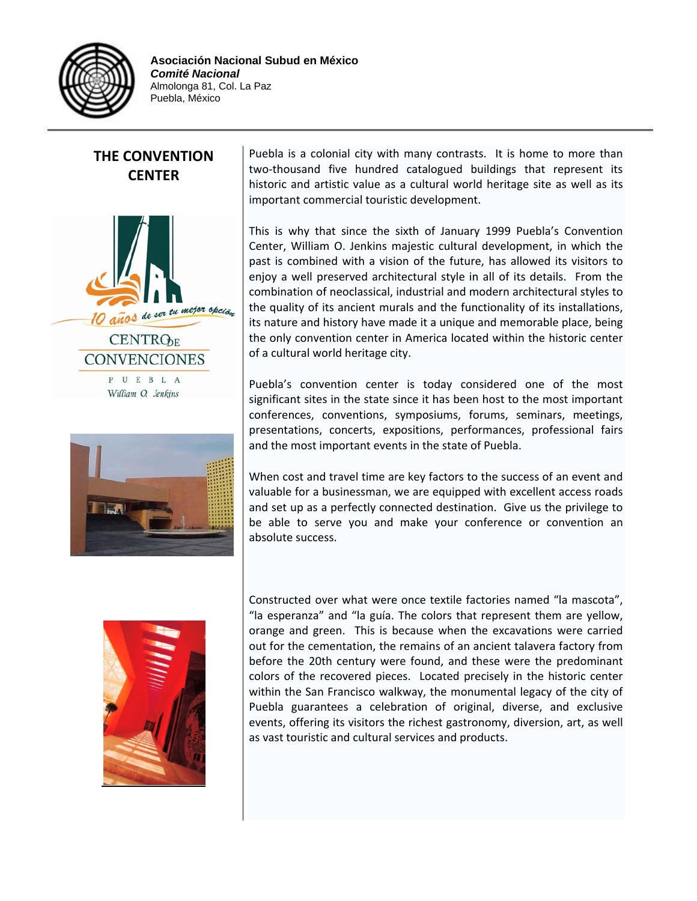**Asociación Nacional Subud en México**
***Comité Nacional***
Almolonga 81, Col. La Paz
Puebla, México

## THE CONVENTION CENTER

10 años de ser tu mejor opción

CENTRO DE CONVENCIONES

PUEBLA

William O. Jenkins

Puebla is a colonial city with many contrasts. It is home to more than two-thousand five hundred catalogued buildings that represent its historic and artistic value as a cultural world heritage site as well as its important commercial touristic development.

This is why that since the sixth of January 1999 Puebla's Convention Center, William O. Jenkins majestic cultural development, in which the past is combined with a vision of the future, has allowed its visitors to enjoy a well preserved architectural style in all of its details. From the combination of neoclassical, industrial and modern architectural styles to the quality of its ancient murals and the functionality of its installations, its nature and history have made it a unique and memorable place, being the only convention center in America located within the historic center of a cultural world heritage city.

Puebla's convention center is today considered one of the most significant sites in the state since it has been host to the most important conferences, conventions, symposiums, forums, seminars, meetings, presentations, concerts, expositions, performances, professional fairs and the most important events in the state of Puebla.

When cost and travel time are key factors to the success of an event and valuable for a businessman, we are equipped with excellent access roads and set up as a perfectly connected destination. Give us the privilege to be able to serve you and make your conference or convention an absolute success.

Constructed over what were once textile factories named "la mascota", "la esperanza" and "la guía. The colors that represent them are yellow, orange and green. This is because when the excavations were carried out for the cementation, the remains of an ancient talavera factory from before the 20th century were found, and these were the predominant colors of the recovered pieces. Located precisely in the historic center within the San Francisco walkway, the monumental legacy of the city of Puebla guarantees a celebration of original, diverse, and exclusive events, offering its visitors the richest gastronomy, diversion, art, as well as vast touristic and cultural services and products.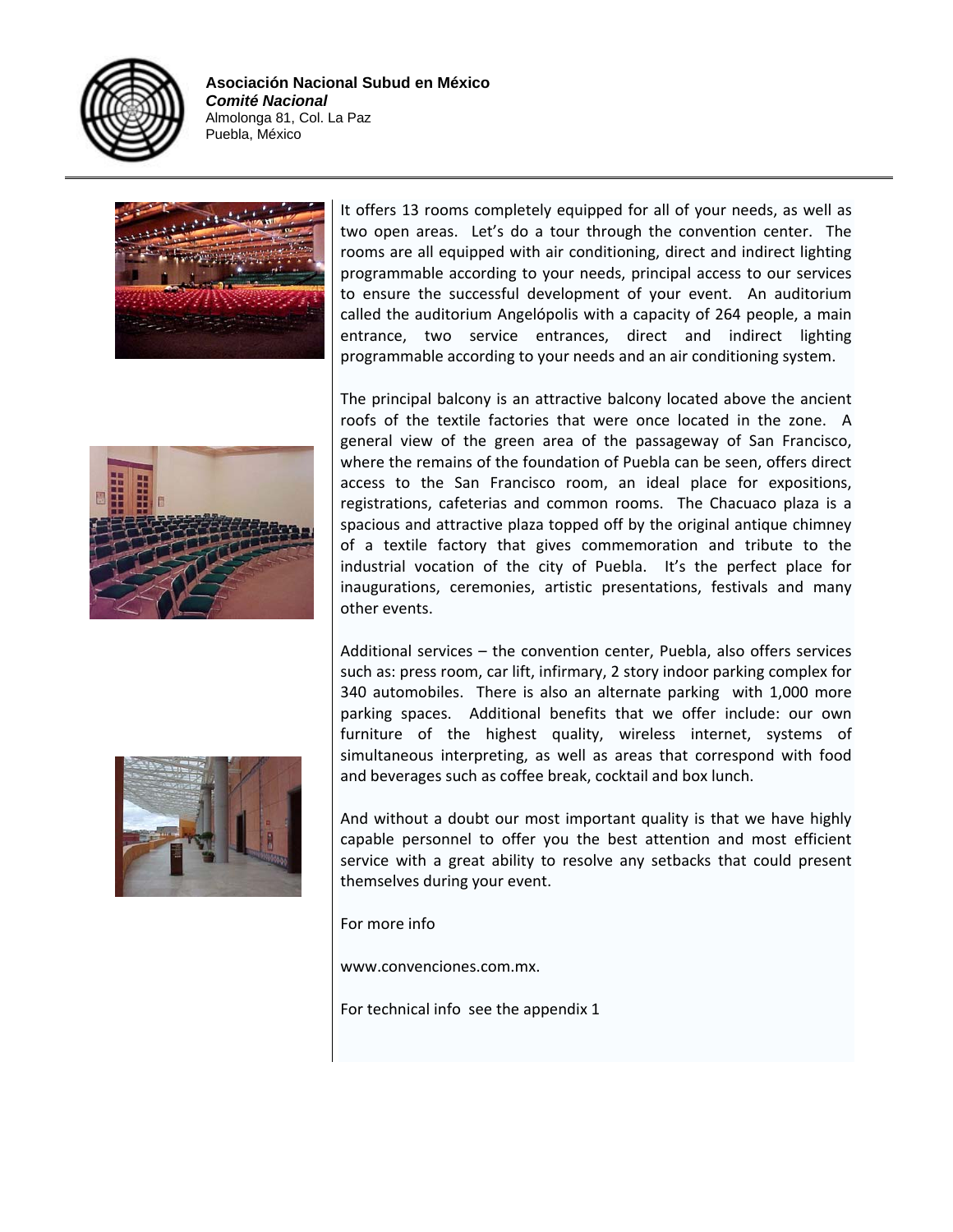**Asociación Nacional Subud en México**
***Comité Nacional***
Almolonga 81, Col. La Paz
Puebla, México

It offers 13 rooms completely equipped for all of your needs, as well as two open areas. Let's do a tour through the convention center. The rooms are all equipped with air conditioning, direct and indirect lighting programmable according to your needs, principal access to our services to ensure the successful development of your event. An auditorium called the auditorium Angelópolis with a capacity of 264 people, a main entrance, two service entrances, direct and indirect lighting programmable according to your needs and an air conditioning system.

The principal balcony is an attractive balcony located above the ancient roofs of the textile factories that were once located in the zone. A general view of the green area of the passageway of San Francisco, where the remains of the foundation of Puebla can be seen, offers direct access to the San Francisco room, an ideal place for expositions, registrations, cafeterias and common rooms. The Chacuaco plaza is a spacious and attractive plaza topped off by the original antique chimney of a textile factory that gives commemoration and tribute to the industrial vocation of the city of Puebla. It's the perfect place for inaugurations, ceremonies, artistic presentations, festivals and many other events.

Additional services – the convention center, Puebla, also offers services such as: press room, car lift, infirmary, 2 story indoor parking complex for 340 automobiles. There is also an alternate parking with 1,000 more parking spaces. Additional benefits that we offer include: our own furniture of the highest quality, wireless internet, systems of simultaneous interpreting, as well as areas that correspond with food and beverages such as coffee break, cocktail and box lunch.

And without a doubt our most important quality is that we have highly capable personnel to offer you the best attention and most efficient service with a great ability to resolve any setbacks that could present themselves during your event.

For more info

www.convenciones.com.mx.

For technical info see the appendix 1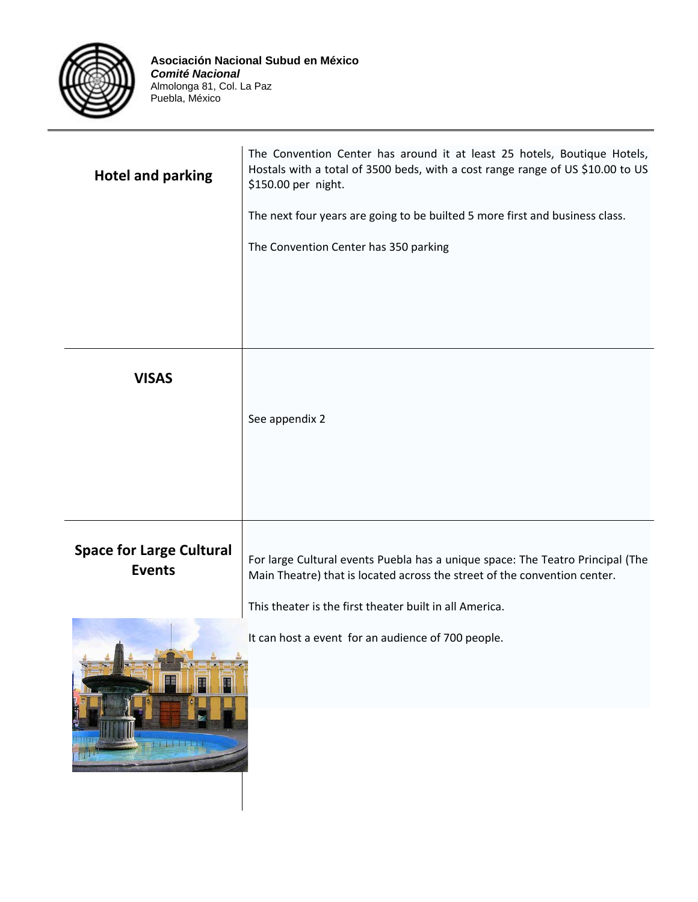**Asociación Nacional Subud en México**
***Comité Nacional***
Almolonga 81, Col. La Paz
Puebla, México

| | |
|---|---|
| **Hotel and parking** | The Convention Center has around it at least 25 hotels, Boutique Hotels, Hostals with a total of 3500 beds, with a cost range range of US $10.00 to US $150.00 per night.<br><br>The next four years are going to be builted 5 more first and business class.<br><br>The Convention Center has 350 parking |
| **VISAS** | See appendix 2 |
| **Space for Large Cultural Events** | For large Cultural events Puebla has a unique space: The Teatro Principal (The Main Theatre) that is located across the street of the convention center.<br><br>This theater is the first theater built in all America.<br><br>It can host a event for an audience of 700 people. |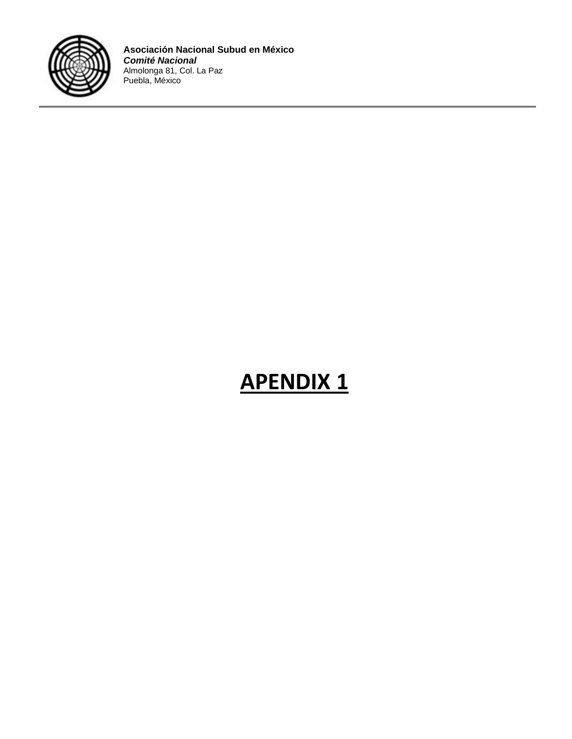# **APENDIX 1**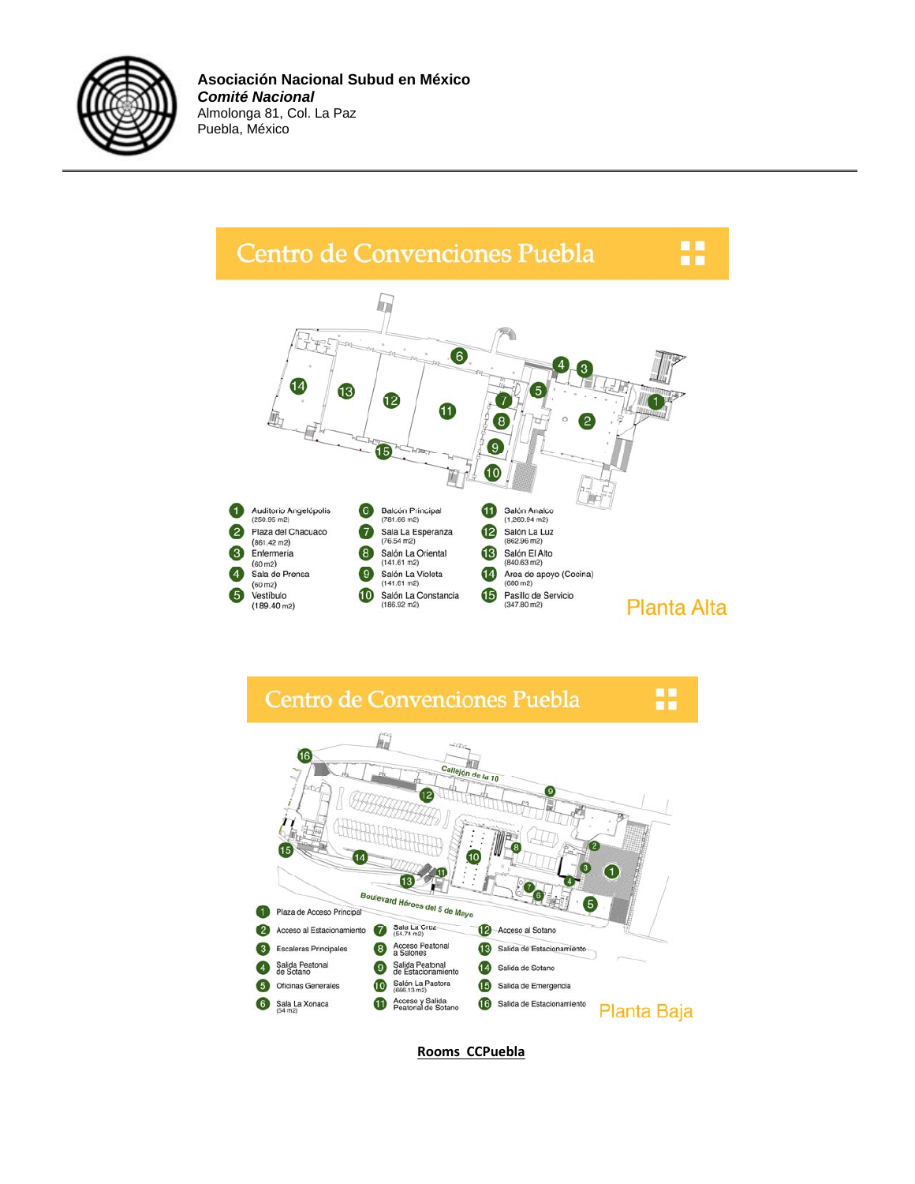**Asociación Nacional Subud en México**
***Comité Nacional***
Almolonga 81, Col. La Paz
Puebla, México

## Centro de Convenciones Puebla

1. Auditorio Angelópolis (250.95 m2)
2. Plaza del Chacuaco (861.42 m2)
3. Enfermería (60 m2)
4. Sala de Prensa (60 m2)
5. Vestíbulo (189.40 m2)
6. Balcón Principal (781.66 m2)
7. Sala La Esperanza (76.54 m2)
8. Salón La Oriental (141.61 m2)
9. Salón La Violeta (141.61 m2)
10. Salón La Constancia (186.92 m2)
11. Salón Analco (1,260.94 m2)
12. Salón La Luz (862.96 m2)
13. Salón El Alto (840.63 m2)
14. Area de apoyo (Cocina) (680 m2)
15. Pasillo de Servicio (347.80 m2)

Planta Alta

## Centro de Convenciones Puebla

Callejón de la 10

Boulevard Héroes del 5 de Mayo

1. Plaza de Acceso Principal
2. Acceso al Estacionamiento
3. Escaleras Principales
4. Salida Peatonal de Sótano
5. Oficinas Generales
6. Sala La Xonaca (54 m2)
7. Sala La Cruz (54.74 m2)
8. Acceso Peatonal a Salones
9. Salida Peatonal de Estacionamiento
10. Salón La Pastora (686.13 m2)
11. Acceso y Salida Peatonal de Sótano
12. Acceso al Sótano
13. Salida de Estacionamiento
14. Salida de Sótano
15. Salida de Emergencia
16. Salida de Estacionamiento

Planta Baja

**Rooms CCPuebla**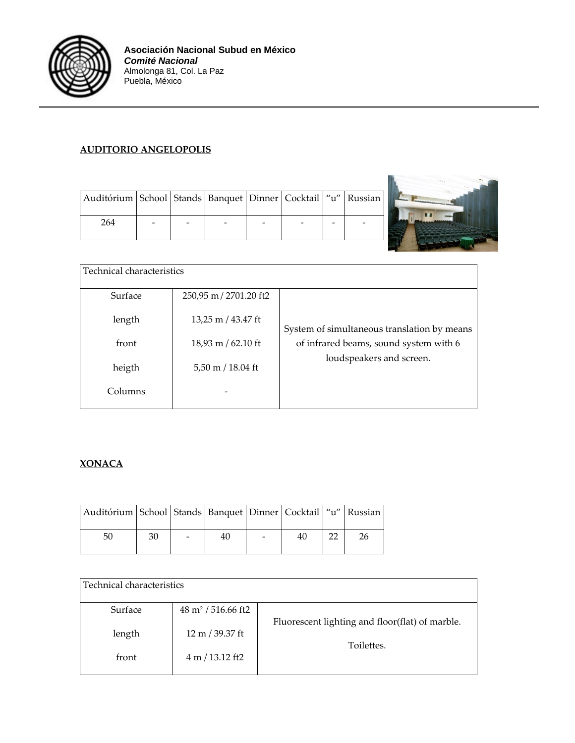**Asociación Nacional Subud en México**
***Comité Nacional***
Almolonga 81, Col. La Paz
Puebla, México

## AUDITORIO ANGELOPOLIS

| Auditórium | School | Stands | Banquet | Dinner | Cocktail | "u" | Russian |
|---|---|---|---|---|---|---|---|
| 264 | - | - | - | - | - | - | - |

| Technical characteristics | | |
|---|---|---|
| Surface | 250,95 m / 2701.20 ft2 | System of simultaneous translation by means of infrared beams, sound system with 6 loudspeakers and screen. |
| length | 13,25 m / 43.47 ft | |
| front | 18,93 m / 62.10 ft | |
| heigth | 5,50 m / 18.04 ft | |
| Columns | - | |

## XONACA

| Auditórium | School | Stands | Banquet | Dinner | Cocktail | "u" | Russian |
|---|---|---|---|---|---|---|---|
| 50 | 30 | - | 40 | - | 40 | 22 | 26 |

| Technical characteristics | | |
|---|---|---|
| Surface | 48 $m^2$ / 516.66 ft2 | Fluorescent lighting and floor(flat) of marble. Toilettes. |
| length | 12 m / 39.37 ft | |
| front | 4 m / 13.12 ft2 | |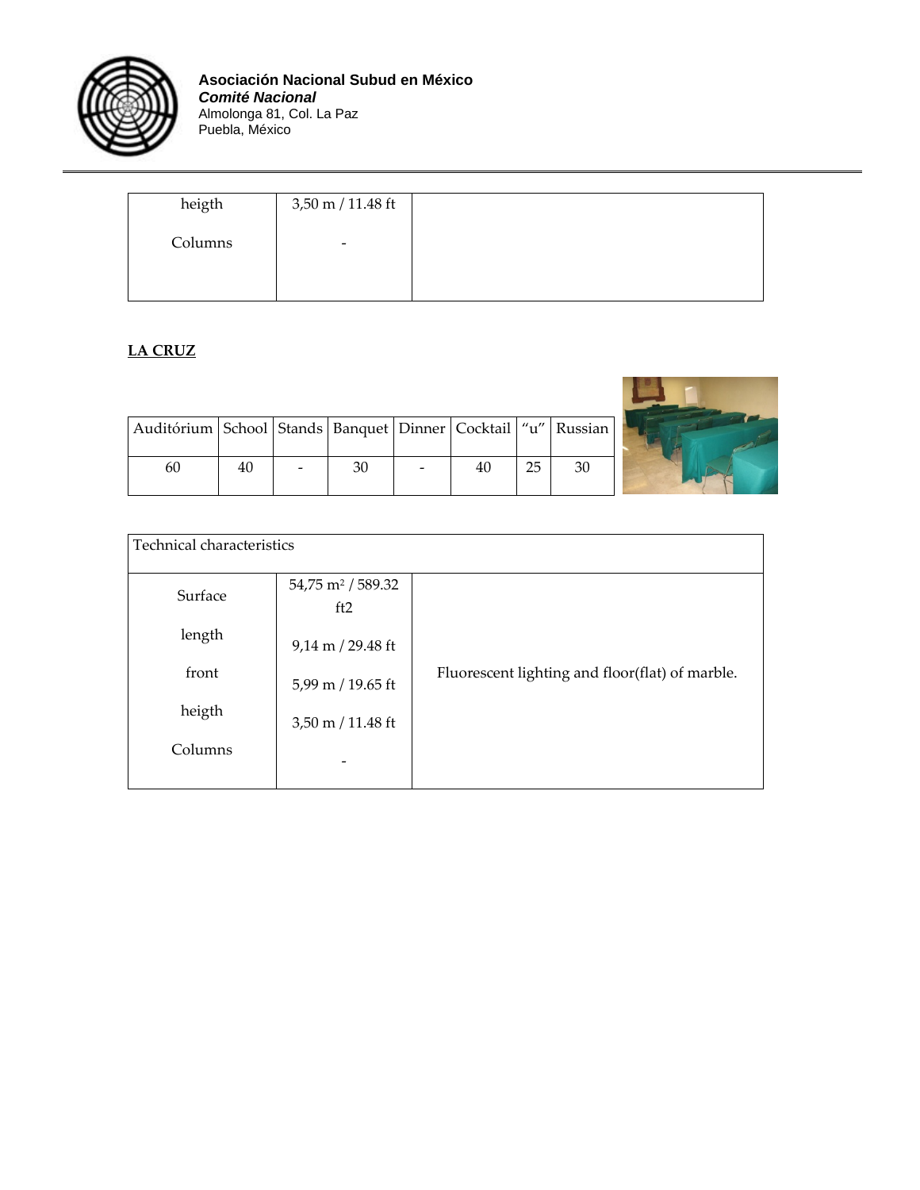| heigth | 3,50 m / 11.48 ft | |
|---|---|---|
| Columns | - | |

**LA CRUZ**

| Auditórium | School | Stands | Banquet | Dinner | Cocktail | "u" | Russian |
|---|---|---|---|---|---|---|---|
| 60 | 40 | - | 30 | - | 40 | 25 | 30 |

| Technical characteristics | | |
|---|---|---|
| Surface | 54,75 m² / 589.32 ft2 | Fluorescent lighting and floor(flat) of marble. |
| length | 9,14 m / 29.48 ft | |
| front | 5,99 m / 19.65 ft | |
| heigth | 3,50 m / 11.48 ft | |
| Columns | - | |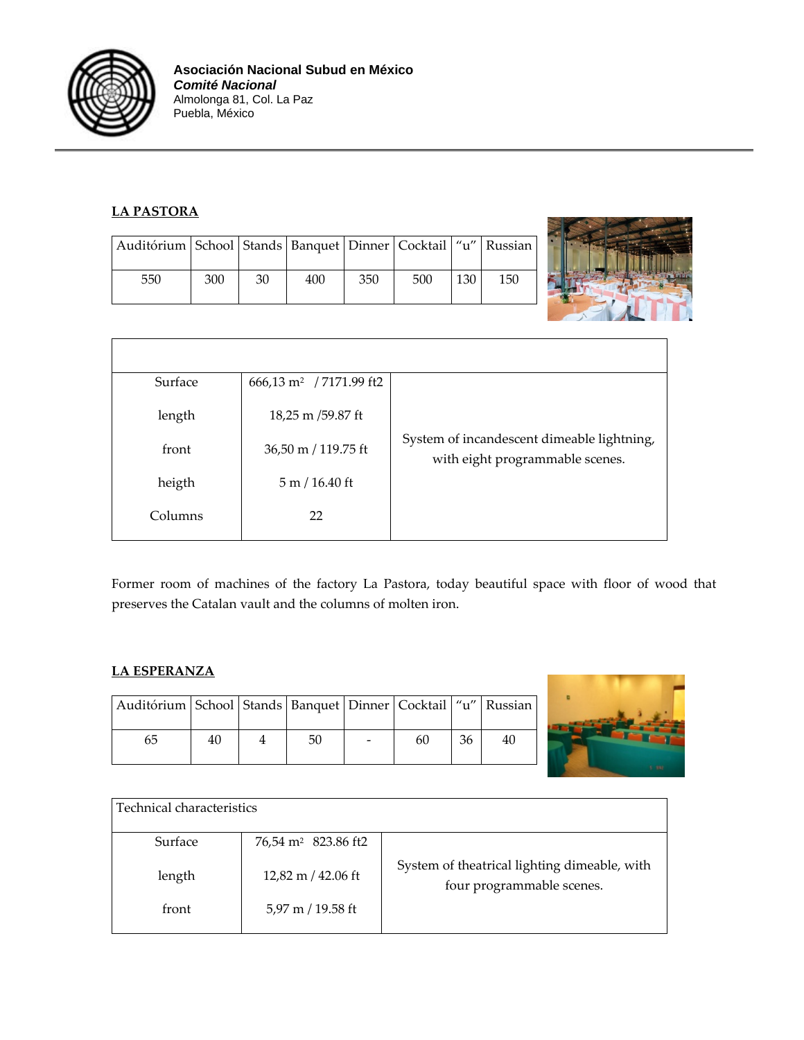**Asociación Nacional Subud en México**
***Comité Nacional***
Almolonga 81, Col. La Paz
Puebla, México

## LA PASTORA

| Auditórium | School | Stands | Banquet | Dinner | Cocktail | "u" | Russian |
|---|---|---|---|---|---|---|---|
| 550 | 300 | 30 | 400 | 350 | 500 | 130 | 150 |

| | | |
|---|---|---|
| Surface | 666,13 m² / 7171.99 ft2 | System of incandescent dimeable lightning, with eight programmable scenes. |
| length | 18,25 m /59.87 ft | |
| front | 36,50 m / 119.75 ft | |
| heigth | 5 m / 16.40 ft | |
| Columns | 22 | |

Former room of machines of the factory La Pastora, today beautiful space with floor of wood that preserves the Catalan vault and the columns of molten iron.

## LA ESPERANZA

| Auditórium | School | Stands | Banquet | Dinner | Cocktail | "u" | Russian |
|---|---|---|---|---|---|---|---|
| 65 | 40 | 4 | 50 | - | 60 | 36 | 40 |

| Technical characteristics | | |
|---|---|---|
| Surface | 76,54 m² 823.86 ft2 | System of theatrical lighting dimeable, with four programmable scenes. |
| length | 12,82 m / 42.06 ft | |
| front | 5,97 m / 19.58 ft | |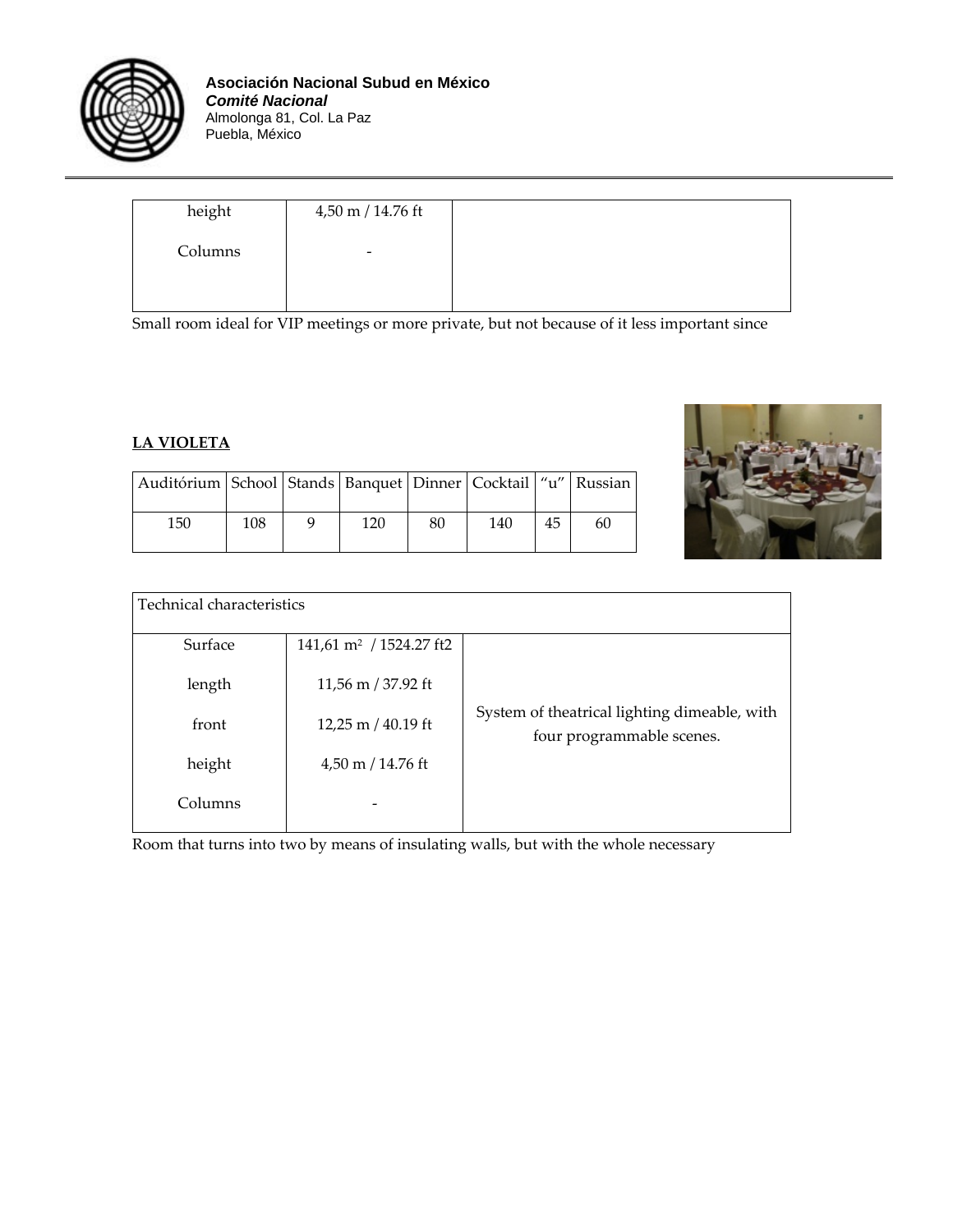| height | 4,50 m / 14.76 ft | |
|---|---|---|
| Columns | - | |

Small room ideal for VIP meetings or more private, but not because of it less important since

**LA VIOLETA**

| Auditórium | School | Stands | Banquet | Dinner | Cocktail | “u” | Russian |
|---|---|---|---|---|---|---|---|
| 150 | 108 | 9 | 120 | 80 | 140 | 45 | 60 |

| Technical characteristics | | |
|---|---|---|
| Surface | 141,61 m² / 1524.27 ft2 | System of theatrical lighting dimeable, with four programmable scenes. |
| length | 11,56 m / 37.92 ft | |
| front | 12,25 m / 40.19 ft | |
| height | 4,50 m / 14.76 ft | |
| Columns | - | |

Room that turns into two by means of insulating walls, but with the whole necessary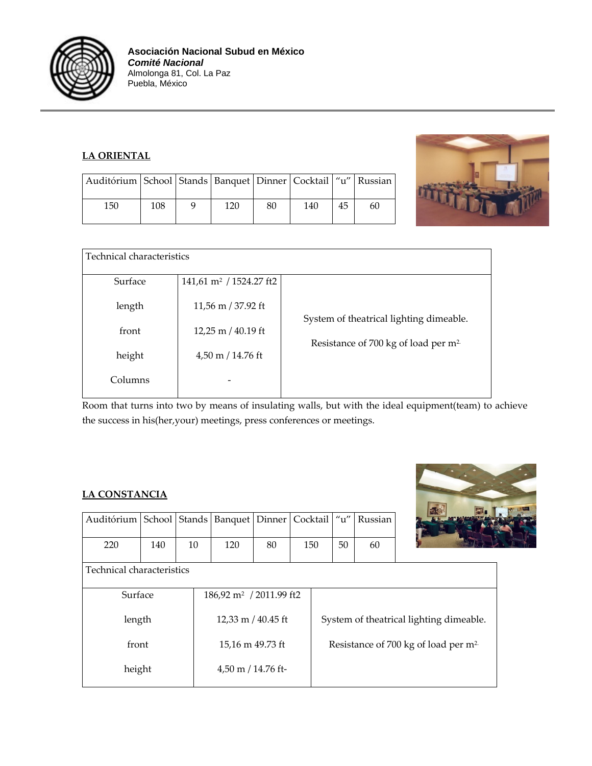**Asociación Nacional Subud en México**
***Comité Nacional***
Almolonga 81, Col. La Paz
Puebla, México

## LA ORIENTAL

| Auditórium | School | Stands | Banquet | Dinner | Cocktail | "u" | Russian |
|---|---|---|---|---|---|---|---|
| 150 | 108 | 9 | 120 | 80 | 140 | 45 | 60 |

| Technical characteristics | | |
|---|---|---|
| Surface | 141,61 m² / 1524.27 ft2 | System of theatrical lighting dimeable. |
| length | 11,56 m / 37.92 ft | Resistance of 700 kg of load per m². |
| front | 12,25 m / 40.19 ft | |
| height | 4,50 m / 14.76 ft | |
| Columns | - | |

Room that turns into two by means of insulating walls, but with the ideal equipment(team) to achieve the success in his(her,your) meetings, press conferences or meetings.

## LA CONSTANCIA

| Auditórium | School | Stands | Banquet | Dinner | Cocktail | "u" | Russian |
|---|---|---|---|---|---|---|---|
| 220 | 140 | 10 | 120 | 80 | 150 | 50 | 60 |

| Technical characteristics | | |
|---|---|---|
| Surface | 186,92 m² / 2011.99 ft2 | System of theatrical lighting dimeable. |
| length | 12,33 m / 40.45 ft | Resistance of 700 kg of load per m². |
| front | 15,16 m 49.73 ft | |
| height | 4,50 m / 14.76 ft- | |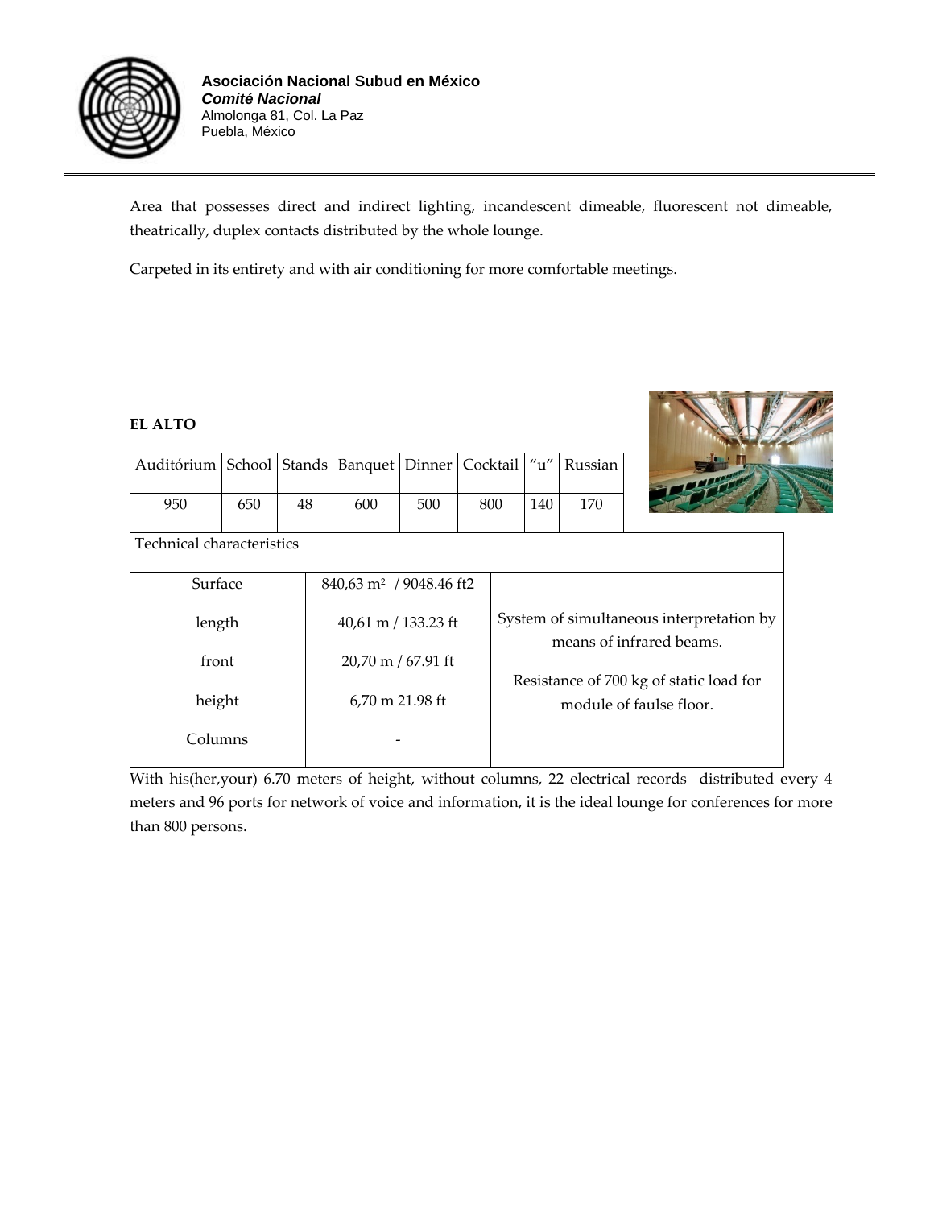Area that possesses direct and indirect lighting, incandescent dimeable, fluorescent not dimeable, theatrically, duplex contacts distributed by the whole lounge.

Carpeted in its entirety and with air conditioning for more comfortable meetings.

**EL ALTO**

| Auditórium | School | Stands | Banquet | Dinner | Cocktail | "u" | Russian |
|---|---|---|---|---|---|---|---|
| 950 | 650 | 48 | 600 | 500 | 800 | 140 | 170 |

| Technical characteristics | | |
|---|---|---|
| Surface | 840,63 m² / 9048.46 ft2 | System of simultaneous interpretation by means of infrared beams. |
| length | 40,61 m / 133.23 ft | |
| front | 20,70 m / 67.91 ft | Resistance of 700 kg of static load for module of faulse floor. |
| height | 6,70 m 21.98 ft | |
| Columns | - | |

With his(her,your) 6.70 meters of height, without columns, 22 electrical records distributed every 4 meters and 96 ports for network of voice and information, it is the ideal lounge for conferences for more than 800 persons.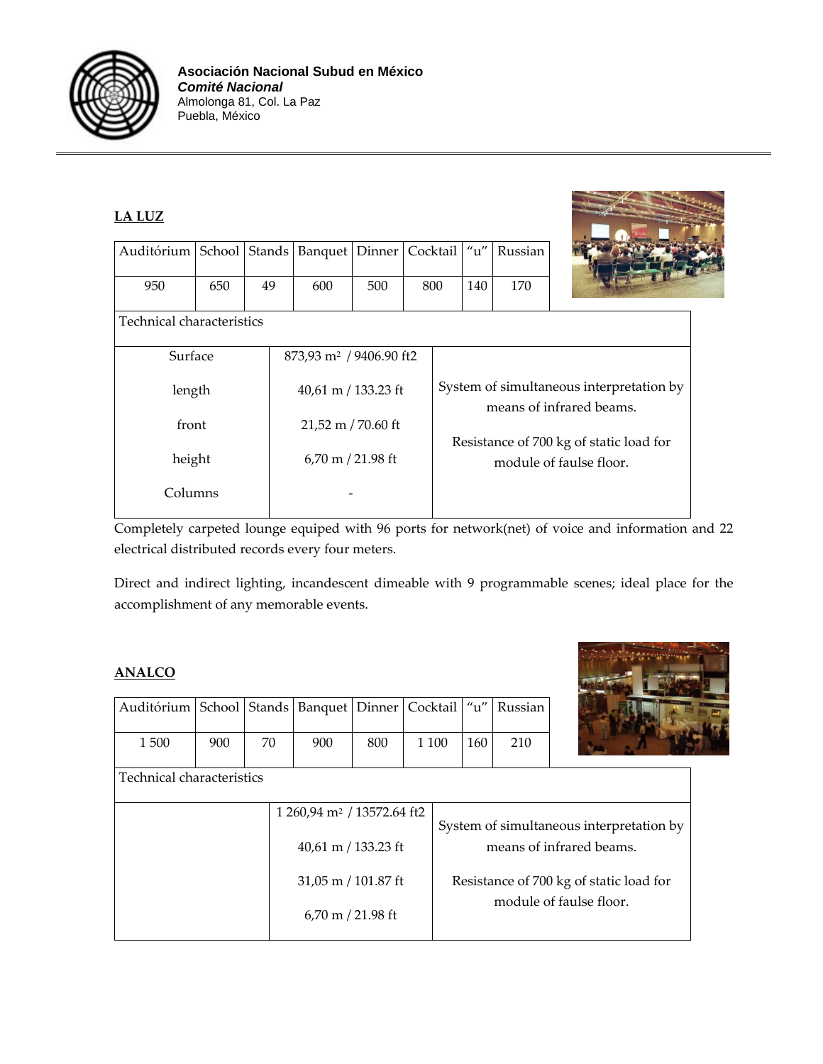**Asociación Nacional Subud en México**
***Comité Nacional***
Almolonga 81, Col. La Paz
Puebla, México

## LA LUZ

| Auditórium | School | Stands | Banquet | Dinner | Cocktail | "u" | Russian |
|---|---|---|---|---|---|---|---|
| 950 | 650 | 49 | 600 | 500 | 800 | 140 | 170 |

| Technical characteristics | | |
|---|---|---|
| Surface | 873,93 m² / 9406.90 ft2 | System of simultaneous interpretation by means of infrared beams. |
| length | 40,61 m / 133.23 ft | |
| front | 21,52 m / 70.60 ft | Resistance of 700 kg of static load for module of faulse floor. |
| height | 6,70 m / 21.98 ft | |
| Columns | - | |

Completely carpeted lounge equiped with 96 ports for network(net) of voice and information and 22 electrical distributed records every four meters.

Direct and indirect lighting, incandescent dimeable with 9 programmable scenes; ideal place for the accomplishment of any memorable events.

## ANALCO

| Auditórium | School | Stands | Banquet | Dinner | Cocktail | "u" | Russian |
|---|---|---|---|---|---|---|---|
| 1 500 | 900 | 70 | 900 | 800 | 1 100 | 160 | 210 |

| Technical characteristics | | |
|---|---|---|
| | 1 260,94 m² / 13572.64 ft2 | System of simultaneous interpretation by means of infrared beams. |
| | 40,61 m / 133.23 ft | |
| | 31,05 m / 101.87 ft | Resistance of 700 kg of static load for module of faulse floor. |
| | 6,70 m / 21.98 ft | |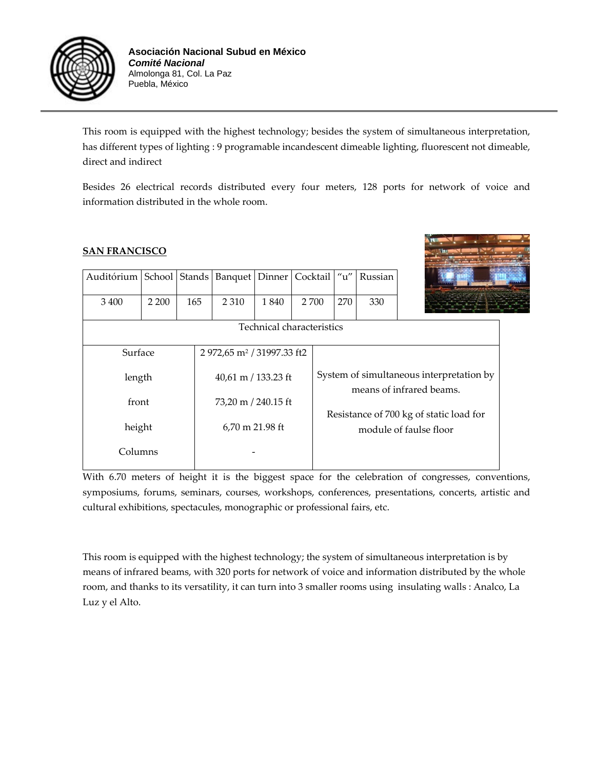This room is equipped with the highest technology; besides the system of simultaneous interpretation, has different types of lighting : 9 programable incandescent dimeable lighting, fluorescent not dimeable, direct and indirect

Besides 26 electrical records distributed every four meters, 128 ports for network of voice and information distributed in the whole room.

**SAN FRANCISCO**

| Auditórium | School | Stands | Banquet | Dinner | Cocktail | "u" | Russian |
|---|---|---|---|---|---|---|---|
| 3 400 | 2 200 | 165 | 2 310 | 1 840 | 2 700 | 270 | 330 |

| Technical characteristics | | |
|---|---|---|
| Surface | 2 972,65 m² / 31997.33 ft2 | System of simultaneous interpretation by means of infrared beams. |
| length | 40,61 m / 133.23 ft | |
| front | 73,20 m / 240.15 ft | Resistance of 700 kg of static load for module of faulse floor |
| height | 6,70 m 21.98 ft | |
| Columns | - | |

With 6.70 meters of height it is the biggest space for the celebration of congresses, conventions, symposiums, forums, seminars, courses, workshops, conferences, presentations, concerts, artistic and cultural exhibitions, spectacules, monographic or professional fairs, etc.

This room is equipped with the highest technology; the system of simultaneous interpretation is by means of infrared beams, with 320 ports for network of voice and information distributed by the whole room, and thanks to its versatility, it can turn into 3 smaller rooms using insulating walls : Analco, La Luz y el Alto.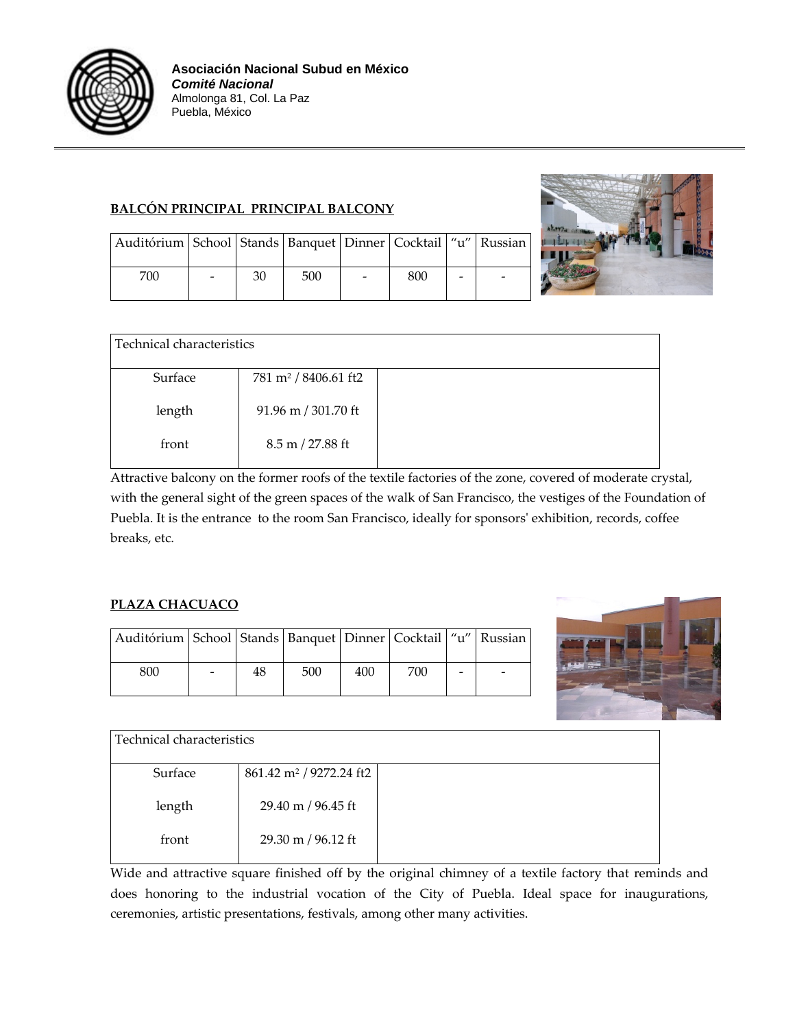**Asociación Nacional Subud en México**
***Comité Nacional***
Almolonga 81, Col. La Paz
Puebla, México

---

## BALCÓN PRINCIPAL PRINCIPAL BALCONY

| Auditórium | School | Stands | Banquet | Dinner | Cocktail | "u" | Russian |
|---|---|---|---|---|---|---|---|
| 700 | - | 30 | 500 | - | 800 | - | - |

| Technical characteristics | | |
|---|---|---|
| Surface | 781 m² / 8406.61 ft2 | |
| length | 91.96 m / 301.70 ft | |
| front | 8.5 m / 27.88 ft | |

Attractive balcony on the former roofs of the textile factories of the zone, covered of moderate crystal, with the general sight of the green spaces of the walk of San Francisco, the vestiges of the Foundation of Puebla. It is the entrance to the room San Francisco, ideally for sponsors' exhibition, records, coffee breaks, etc.

## PLAZA CHACUACO

| Auditórium | School | Stands | Banquet | Dinner | Cocktail | "u" | Russian |
|---|---|---|---|---|---|---|---|
| 800 | - | 48 | 500 | 400 | 700 | - | - |

| Technical characteristics | | |
|---|---|---|
| Surface | 861.42 m² / 9272.24 ft2 | |
| length | 29.40 m / 96.45 ft | |
| front | 29.30 m / 96.12 ft | |

Wide and attractive square finished off by the original chimney of a textile factory that reminds and does honoring to the industrial vocation of the City of Puebla. Ideal space for inaugurations, ceremonies, artistic presentations, festivals, among other many activities.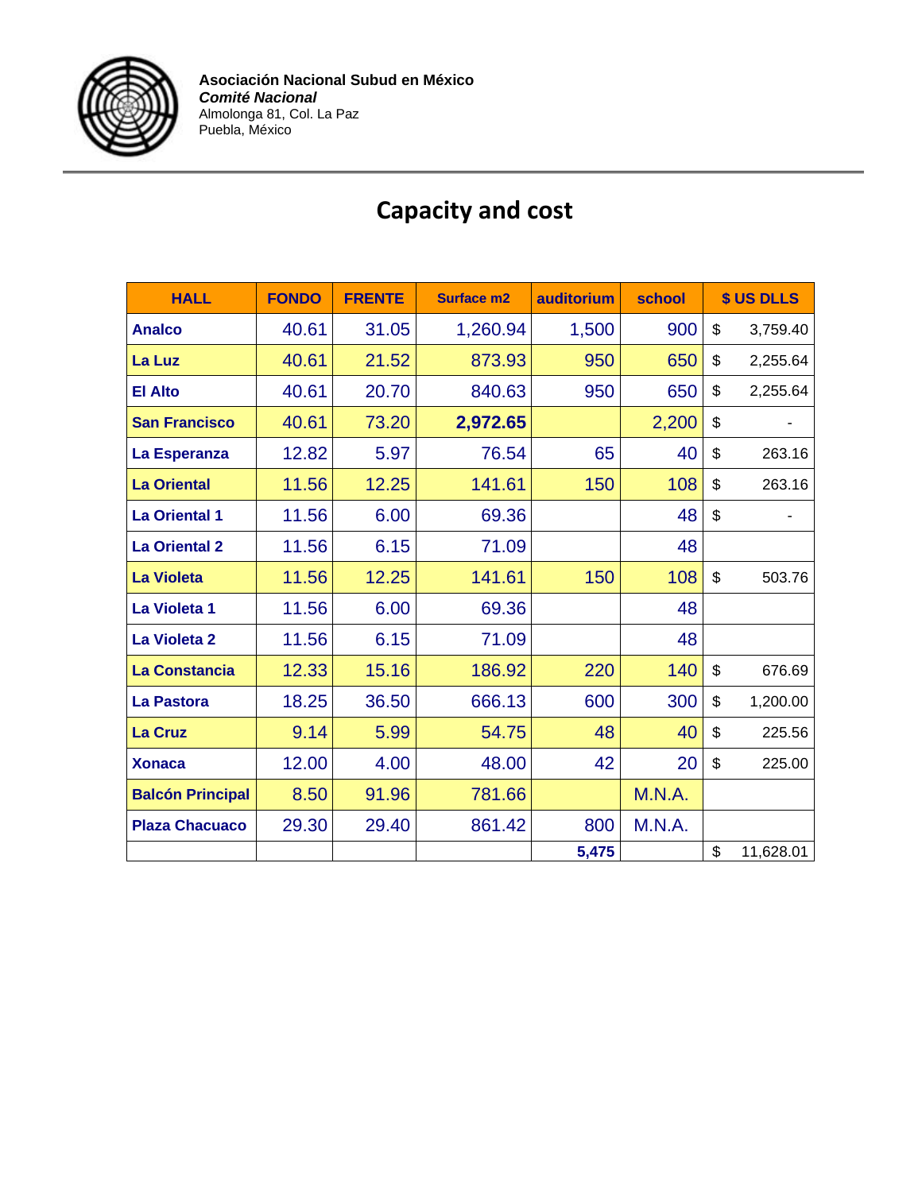**Asociación Nacional Subud en México**
***Comité Nacional***
Almolonga 81, Col. La Paz
Puebla, México

# Capacity and cost

| HALL | FONDO | FRENTE | Surface m2 | auditorium | school | $ US DLLS |
|---|---|---|---|---|---|---|
| **Analco** | 40.61 | 31.05 | 1,260.94 | 1,500 | 900 | $ 3,759.40 |
| **La Luz** | 40.61 | 21.52 | 873.93 | 950 | 650 | $ 2,255.64 |
| **El Alto** | 40.61 | 20.70 | 840.63 | 950 | 650 | $ 2,255.64 |
| **San Francisco** | 40.61 | 73.20 | **2,972.65** | | 2,200 | $ - |
| **La Esperanza** | 12.82 | 5.97 | 76.54 | 65 | 40 | $ 263.16 |
| **La Oriental** | 11.56 | 12.25 | 141.61 | 150 | 108 | $ 263.16 |
| **La Oriental 1** | 11.56 | 6.00 | 69.36 | | 48 | $ - |
| **La Oriental 2** | 11.56 | 6.15 | 71.09 | | 48 | |
| **La Violeta** | 11.56 | 12.25 | 141.61 | 150 | 108 | $ 503.76 |
| **La Violeta 1** | 11.56 | 6.00 | 69.36 | | 48 | |
| **La Violeta 2** | 11.56 | 6.15 | 71.09 | | 48 | |
| **La Constancia** | 12.33 | 15.16 | 186.92 | 220 | 140 | $ 676.69 |
| **La Pastora** | 18.25 | 36.50 | 666.13 | 600 | 300 | $ 1,200.00 |
| **La Cruz** | 9.14 | 5.99 | 54.75 | 48 | 40 | $ 225.56 |
| **Xonaca** | 12.00 | 4.00 | 48.00 | 42 | 20 | $ 225.00 |
| **Balcón Principal** | 8.50 | 91.96 | 781.66 | | M.N.A. | |
| **Plaza Chacuaco** | 29.30 | 29.40 | 861.42 | 800 | M.N.A. | |
| | | | | **5,475** | | $ 11,628.01 |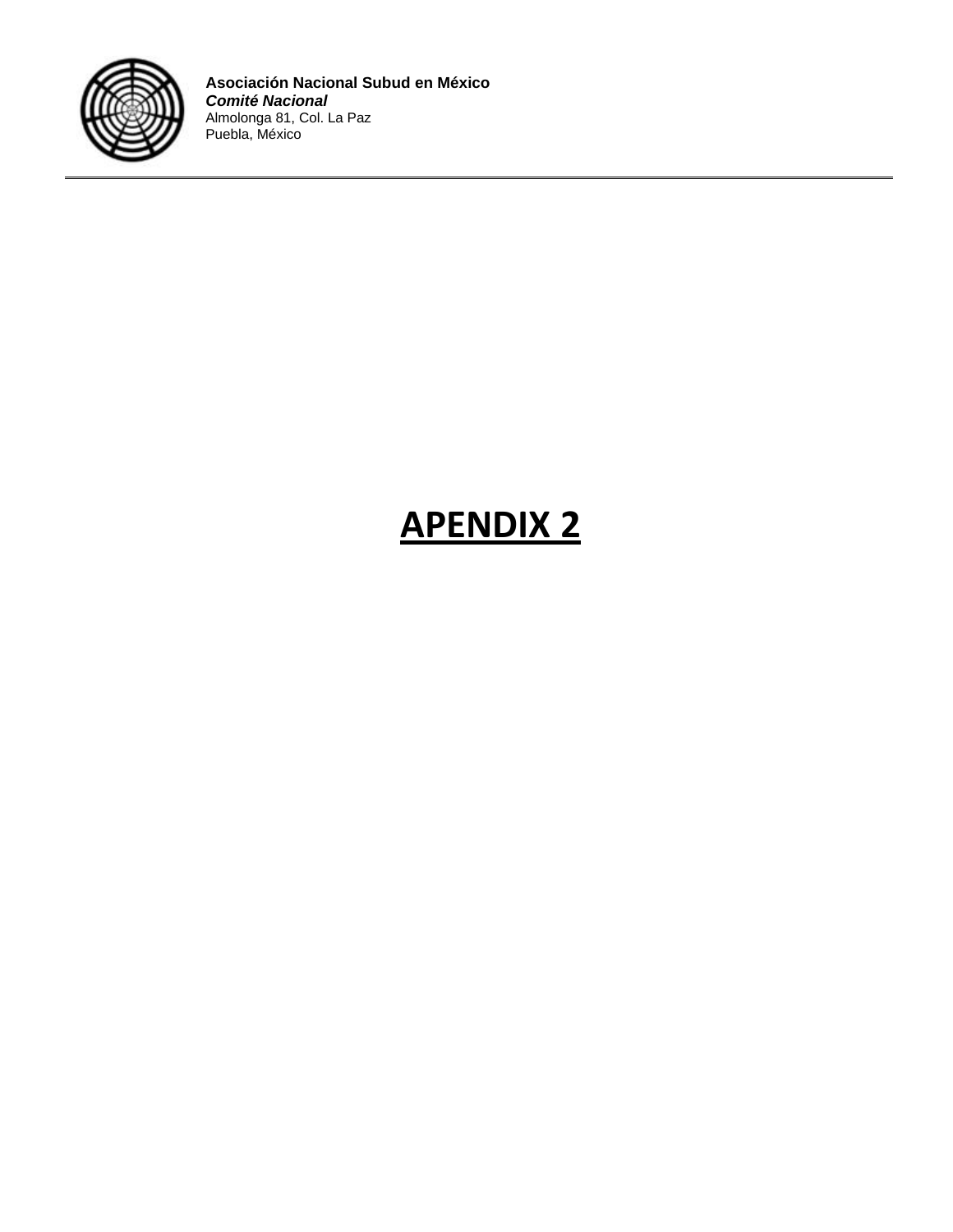**Asociación Nacional Subud en México**
***Comité Nacional***
Almolonga 81, Col. La Paz
Puebla, México

# **APENDIX 2**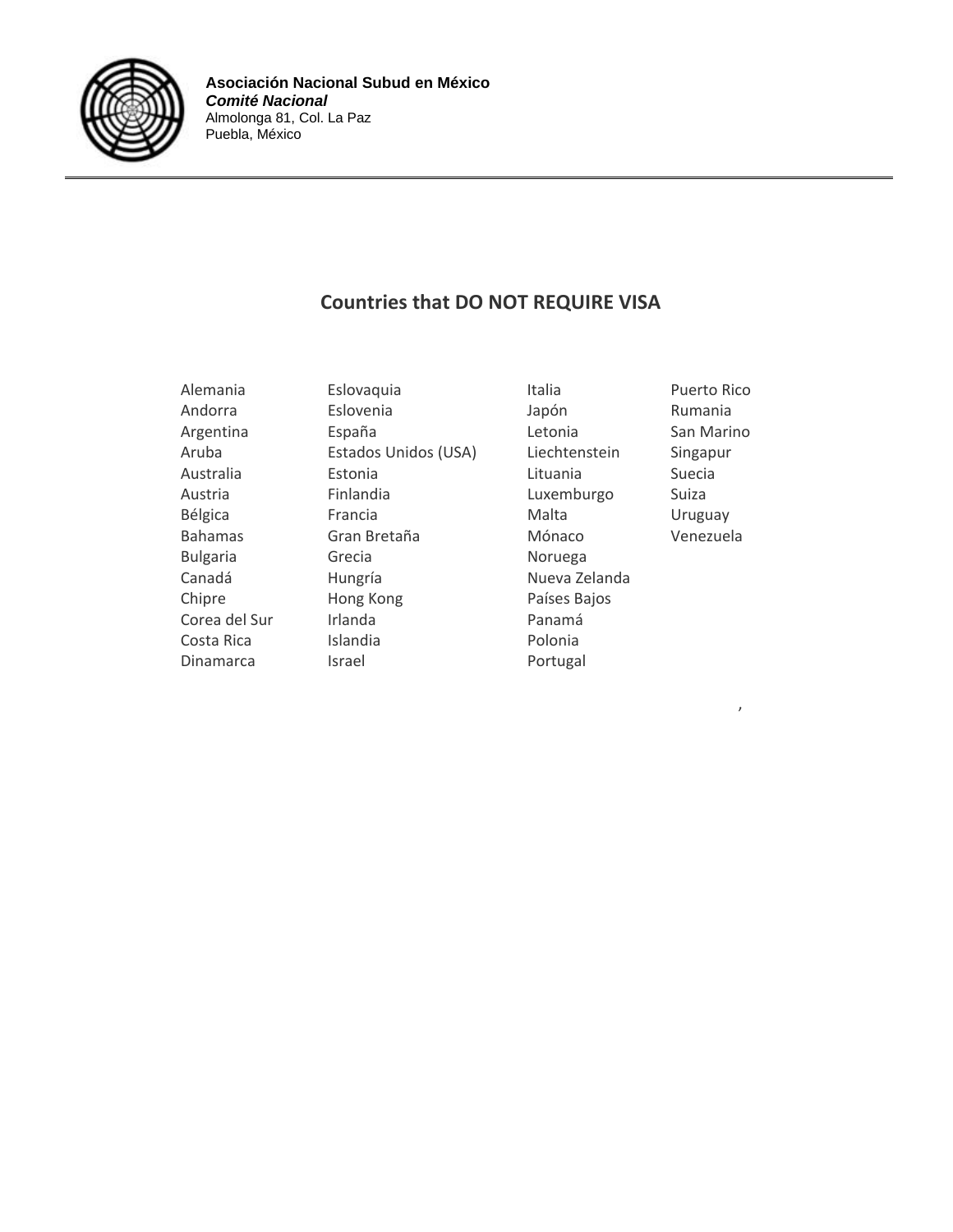**Asociación Nacional Subud en México**
***Comité Nacional***
Almolonga 81, Col. La Paz
Puebla, México

## Countries that DO NOT REQUIRE VISA

| | | | |
|---|---|---|---|
| Alemania | Eslovaquia | Italia | Puerto Rico |
| Andorra | Eslovenia | Japón | Rumania |
| Argentina | España | Letonia | San Marino |
| Aruba | Estados Unidos (USA) | Liechtenstein | Singapur |
| Australia | Estonia | Lituania | Suecia |
| Austria | Finlandia | Luxemburgo | Suiza |
| Bélgica | Francia | Malta | Uruguay |
| Bahamas | Gran Bretaña | Mónaco | Venezuela |
| Bulgaria | Grecia | Noruega | |
| Canadá | Hungría | Nueva Zelanda | |
| Chipre | Hong Kong | Países Bajos | |
| Corea del Sur | Irlanda | Panamá | |
| Costa Rica | Islandia | Polonia | |
| Dinamarca | Israel | Portugal | |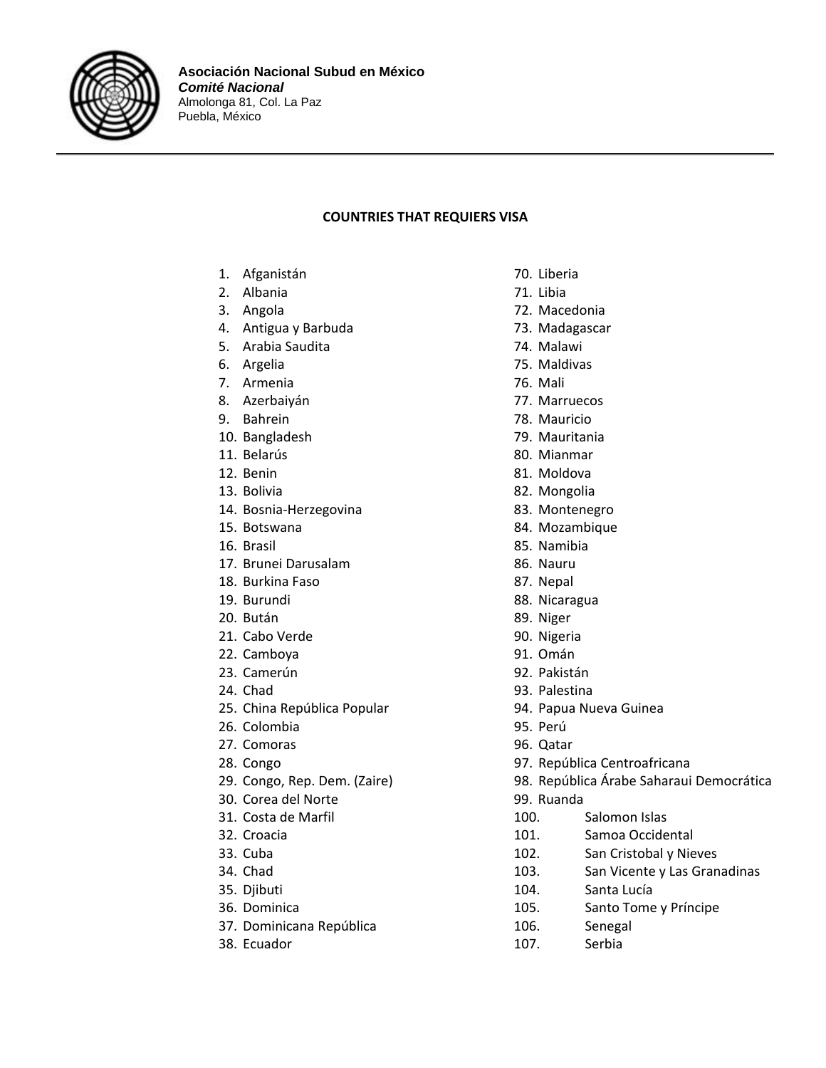**Asociación Nacional Subud en México**
***Comité Nacional***
Almolonga 81, Col. La Paz
Puebla, México

---

**COUNTRIES THAT REQUIERS VISA**

1. Afganistán
2. Albania
3. Angola
4. Antigua y Barbuda
5. Arabia Saudita
6. Argelia
7. Armenia
8. Azerbaiyán
9. Bahrein
10. Bangladesh
11. Belarús
12. Benin
13. Bolivia
14. Bosnia-Herzegovina
15. Botswana
16. Brasil
17. Brunei Darusalam
18. Burkina Faso
19. Burundi
20. Bután
21. Cabo Verde
22. Camboya
23. Camerún
24. Chad
25. China República Popular
26. Colombia
27. Comoras
28. Congo
29. Congo, Rep. Dem. (Zaire)
30. Corea del Norte
31. Costa de Marfil
32. Croacia
33. Cuba
34. Chad
35. Djibuti
36. Dominica
37. Dominicana República
38. Ecuador

70. Liberia
71. Libia
72. Macedonia
73. Madagascar
74. Malawi
75. Maldivas
76. Mali
77. Marruecos
78. Mauricio
79. Mauritania
80. Mianmar
81. Moldova
82. Mongolia
83. Montenegro
84. Mozambique
85. Namibia
86. Nauru
87. Nepal
88. Nicaragua
89. Niger
90. Nigeria
91. Omán
92. Pakistán
93. Palestina
94. Papua Nueva Guinea
95. Perú
96. Qatar
97. República Centroafricana
98. República Árabe Saharaui Democrática
99. Ruanda
100. Salomon Islas
101. Samoa Occidental
102. San Cristobal y Nieves
103. San Vicente y Las Granadinas
104. Santa Lucía
105. Santo Tome y Príncipe
106. Senegal
107. Serbia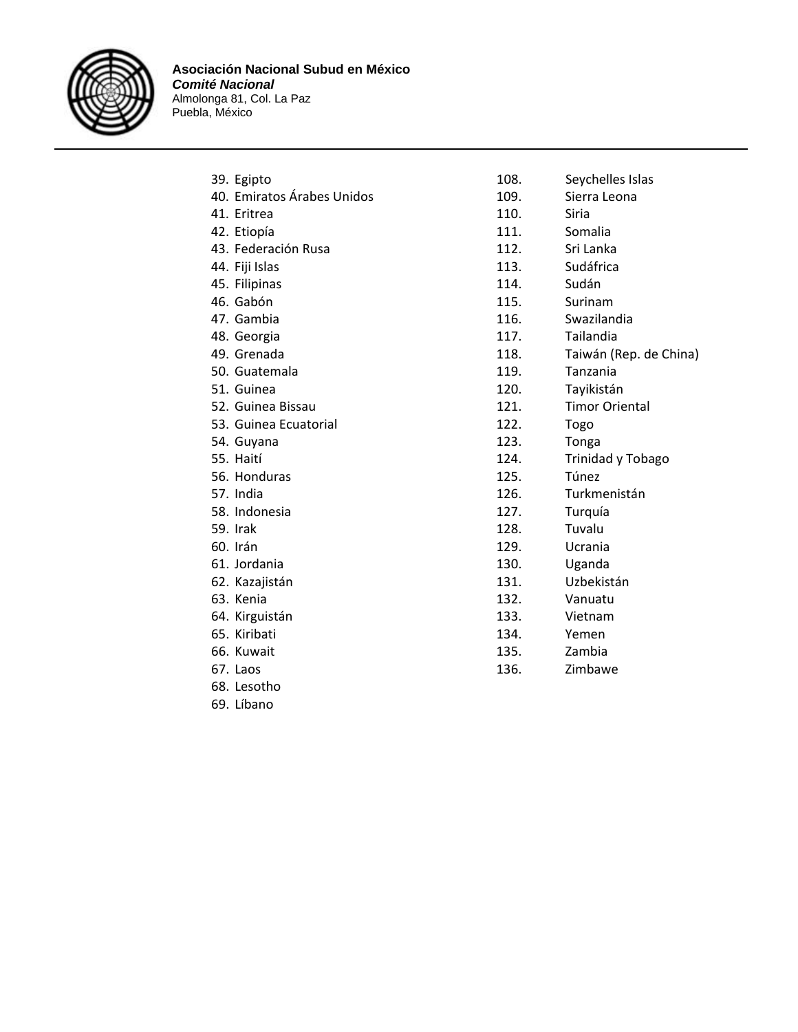39. Egipto
40. Emiratos Árabes Unidos
41. Eritrea
42. Etiopía
43. Federación Rusa
44. Fiji Islas
45. Filipinas
46. Gabón
47. Gambia
48. Georgia
49. Grenada
50. Guatemala
51. Guinea
52. Guinea Bissau
53. Guinea Ecuatorial
54. Guyana
55. Haití
56. Honduras
57. India
58. Indonesia
59. Irak
60. Irán
61. Jordania
62. Kazajistán
63. Kenia
64. Kirguistán
65. Kiribati
66. Kuwait
67. Laos
68. Lesotho
69. Líbano

108. Seychelles Islas
109. Sierra Leona
110. Siria
111. Somalia
112. Sri Lanka
113. Sudáfrica
114. Sudán
115. Surinam
116. Swazilandia
117. Tailandia
118. Taiwán (Rep. de China)
119. Tanzania
120. Tayikistán
121. Timor Oriental
122. Togo
123. Tonga
124. Trinidad y Tobago
125. Túnez
126. Turkmenistán
127. Turquía
128. Tuvalu
129. Ucrania
130. Uganda
131. Uzbekistán
132. Vanuatu
133. Vietnam
134. Yemen
135. Zambia
136. Zimbawe